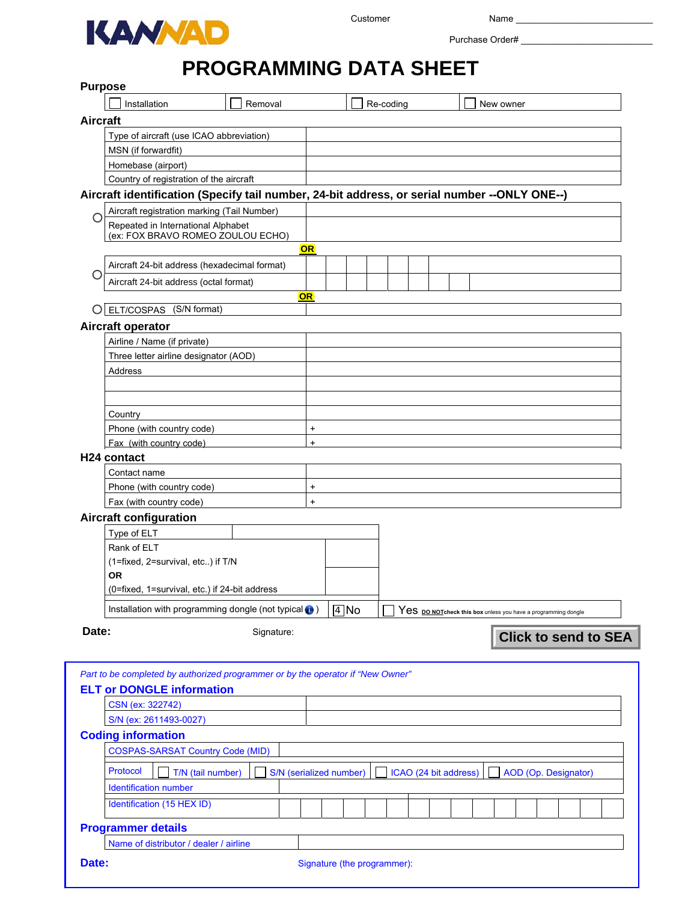KANNAD

Customer Name ____________________

Purchase Order# ____________________

# PROGRAMMING DATA SHEET

## Purpose

| ☐ Installation | ☐ Removal | ☐ Re-coding | ☐ New owner |
|---|---|---|---|

## Aircraft

| | |
|---|---|
| Type of aircraft (use ICAO abbreviation) | |
| MSN (if forwardfit) | |
| Homebase (airport) | |
| Country of registration of the aircraft | |

## Aircraft identification (Specify tail number, 24-bit address, or serial number --ONLY ONE--)

○

| | |
|---|---|
| Aircraft registration marking (Tail Number) | |
| Repeated in International Alphabet (ex: FOX BRAVO ROMEO ZOULOU ECHO) | |

**OR**

○

| | | | | | | | | |
|---|---|---|---|---|---|---|---|---|
| Aircraft 24-bit address (hexadecimal format) | | | | | | | | |
| Aircraft 24-bit address (octal format) | | | | | | | | |

**OR**

○

| | |
|---|---|
| ELT/COSPAS (S/N format) | |

## Aircraft operator

| | |
|---|---|
| Airline / Name (if private) | |
| Three letter airline designator (AOD) | |
| Address | |
| | |
| | |
| Country | |
| Phone (with country code) | + |
| Fax (with country code) | + |

## H24 contact

| | |
|---|---|
| Contact name | |
| Phone (with country code) | + |
| Fax (with country code) | + |

## Aircraft configuration

| | |
|---|---|
| Type of ELT | |
| Rank of ELT (1=fixed, 2=survival, etc..) if T/N | |
| **OR** (0=fixed, 1=survival, etc.) if 24-bit address | |

| | | |
|---|---|---|
| Installation with programming dongle (not typical ) | ☒ No | ☐ Yes DO NOT check this box unless you have a programming dongle |

**Date:** Signature:

Click to send to SEA

*Part to be completed by authorized programmer or by the operator if "New Owner"*

## ELT or DONGLE information

| | |
|---|---|
| CSN (ex: 322742) | |
| S/N (ex: 2611493-0027) | |

## Coding information

| | | | | |
|---|---|---|---|---|
| COSPAS-SARSAT Country Code (MID) | | | | |
| Protocol | ☐ T/N (tail number) | ☐ S/N (serialized number) | ☐ ICAO (24 bit address) | ☐ AOD (Op. Designator) |
| Identification number | | | | |
| Identification (15 HEX ID) | | | | |

## Programmer details

| | |
|---|---|
| Name of distributor / dealer / airline | |

**Date:** Signature (the programmer):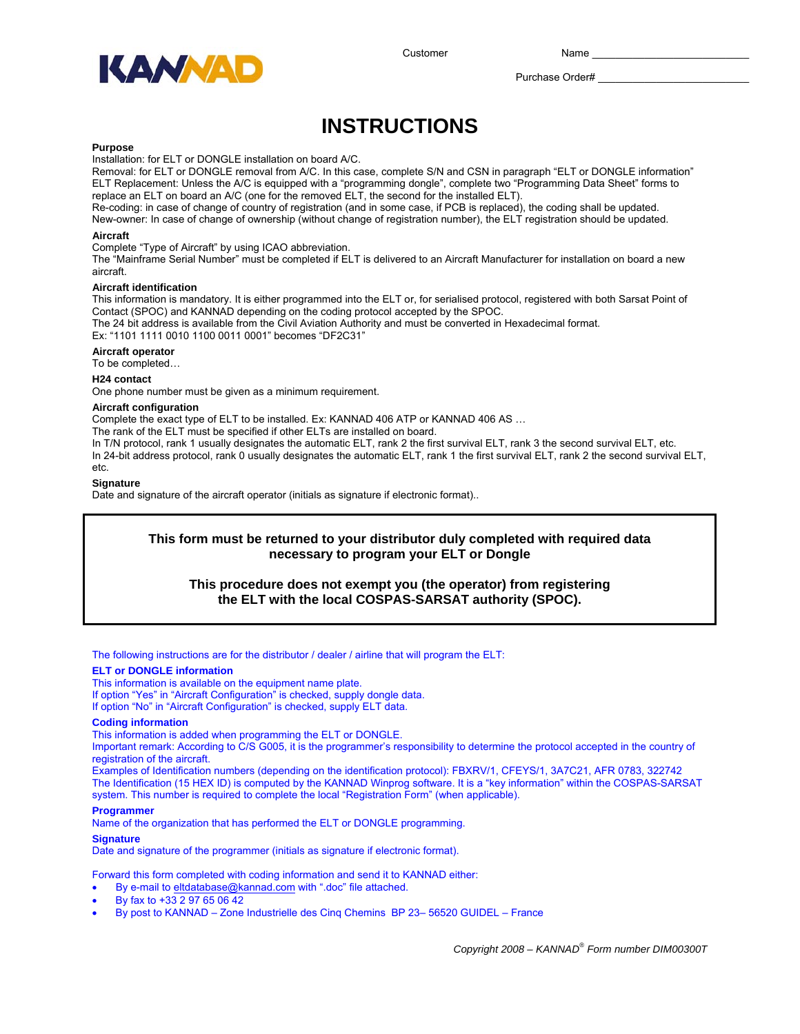KANNAD

Customer Name ___________________________

Purchase Order# ___________________________

# INSTRUCTIONS

**Purpose**

Installation: for ELT or DONGLE installation on board A/C.
Removal: for ELT or DONGLE removal from A/C. In this case, complete S/N and CSN in paragraph “ELT or DONGLE information”
ELT Replacement: Unless the A/C is equipped with a “programming dongle”, complete two “Programming Data Sheet” forms to replace an ELT on board an A/C (one for the removed ELT, the second for the installed ELT).
Re-coding: in case of change of country of registration (and in some case, if PCB is replaced), the coding shall be updated.
New-owner: In case of change of ownership (without change of registration number), the ELT registration should be updated.

**Aircraft**

Complete “Type of Aircraft” by using ICAO abbreviation.
The “Mainframe Serial Number” must be completed if ELT is delivered to an Aircraft Manufacturer for installation on board a new aircraft.

**Aircraft identification**

This information is mandatory. It is either programmed into the ELT or, for serialised protocol, registered with both Sarsat Point of Contact (SPOC) and KANNAD depending on the coding protocol accepted by the SPOC.
The 24 bit address is available from the Civil Aviation Authority and must be converted in Hexadecimal format.
Ex: “1101 1111 0010 1100 0011 0001” becomes “DF2C31”

**Aircraft operator**

To be completed…

**H24 contact**

One phone number must be given as a minimum requirement.

**Aircraft configuration**

Complete the exact type of ELT to be installed. Ex: KANNAD 406 ATP or KANNAD 406 AS …
The rank of the ELT must be specified if other ELTs are installed on board.
In T/N protocol, rank 1 usually designates the automatic ELT, rank 2 the first survival ELT, rank 3 the second survival ELT, etc.
In 24-bit address protocol, rank 0 usually designates the automatic ELT, rank 1 the first survival ELT, rank 2 the second survival ELT, etc.

**Signature**

Date and signature of the aircraft operator (initials as signature if electronic format)..

> **This form must be returned to your distributor duly completed with required data necessary to program your ELT or Dongle**
>
> **This procedure does not exempt you (the operator) from registering the ELT with the local COSPAS-SARSAT authority (SPOC).**

The following instructions are for the distributor / dealer / airline that will program the ELT:

**ELT or DONGLE information**

This information is available on the equipment name plate.
If option “Yes” in “Aircraft Configuration” is checked, supply dongle data.
If option “No” in “Aircraft Configuration” is checked, supply ELT data.

**Coding information**

This information is added when programming the ELT or DONGLE.
Important remark: According to C/S G005, it is the programmer’s responsibility to determine the protocol accepted in the country of registration of the aircraft.
Examples of Identification numbers (depending on the identification protocol): FBXRV/1, CFEYS/1, 3A7C21, AFR 0783, 322742
The Identification (15 HEX ID) is computed by the KANNAD Winprog software. It is a “key information” within the COSPAS-SARSAT system. This number is required to complete the local “Registration Form” (when applicable).

**Programmer**

Name of the organization that has performed the ELT or DONGLE programming.

**Signature**

Date and signature of the programmer (initials as signature if electronic format).

Forward this form completed with coding information and send it to KANNAD either:

- By e-mail to eltdatabase@kannad.com with “.doc” file attached.
- By fax to +33 2 97 65 06 42
- By post to KANNAD – Zone Industrielle des Cinq Chemins BP 23– 56520 GUIDEL – France

*Copyright 2008 – KANNAD® Form number DIM00300T*